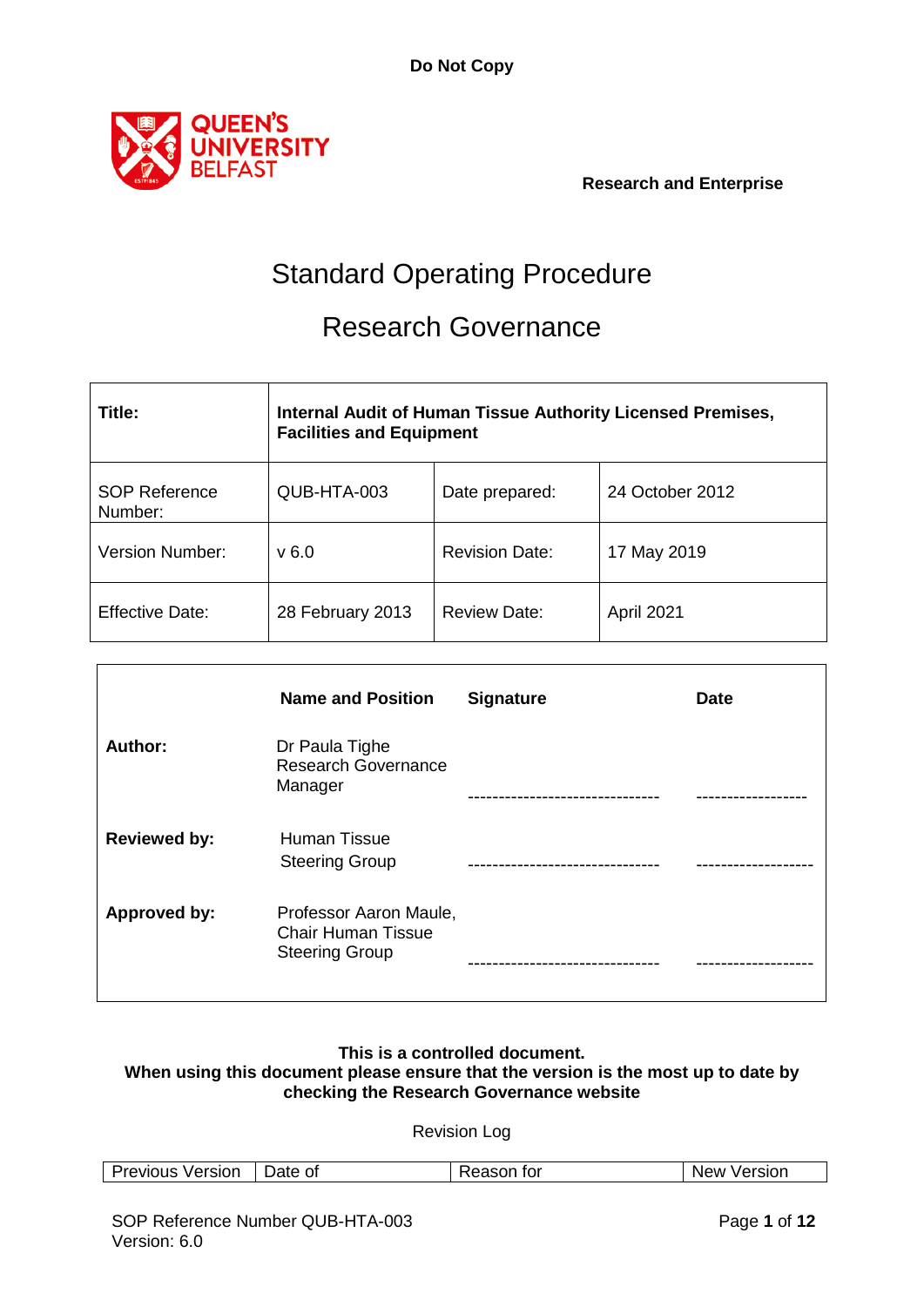**Do Not Copy**

QUEEN'S UNIVERSITY BELFAST

**Research and Enterprise**

# Standard Operating Procedure

# Research Governance

| **Title:** | **Internal Audit of Human Tissue Authority Licensed Premises, Facilities and Equipment** | | |
|---|---|---|---|
| SOP Reference Number: | QUB-HTA-003 | Date prepared: | 24 October 2012 |
| Version Number: | v 6.0 | Revision Date: | 17 May 2019 |
| Effective Date: | 28 February 2013 | Review Date: | April 2021 |

| | **Name and Position** | **Signature** | **Date** |
|---|---|---|---|
| **Author:** | Dr Paula Tighe Research Governance Manager | ------------------------------- | ------------------ |
| **Reviewed by:** | Human Tissue Steering Group | ------------------------------- | ------------------- |
| **Approved by:** | Professor Aaron Maule, Chair Human Tissue Steering Group | ------------------------------- | ------------------- |

**This is a controlled document.**
**When using this document please ensure that the version is the most up to date by checking the Research Governance website**

Revision Log

| Previous Version | Date of | Reason for | New Version |
|---|---|---|---|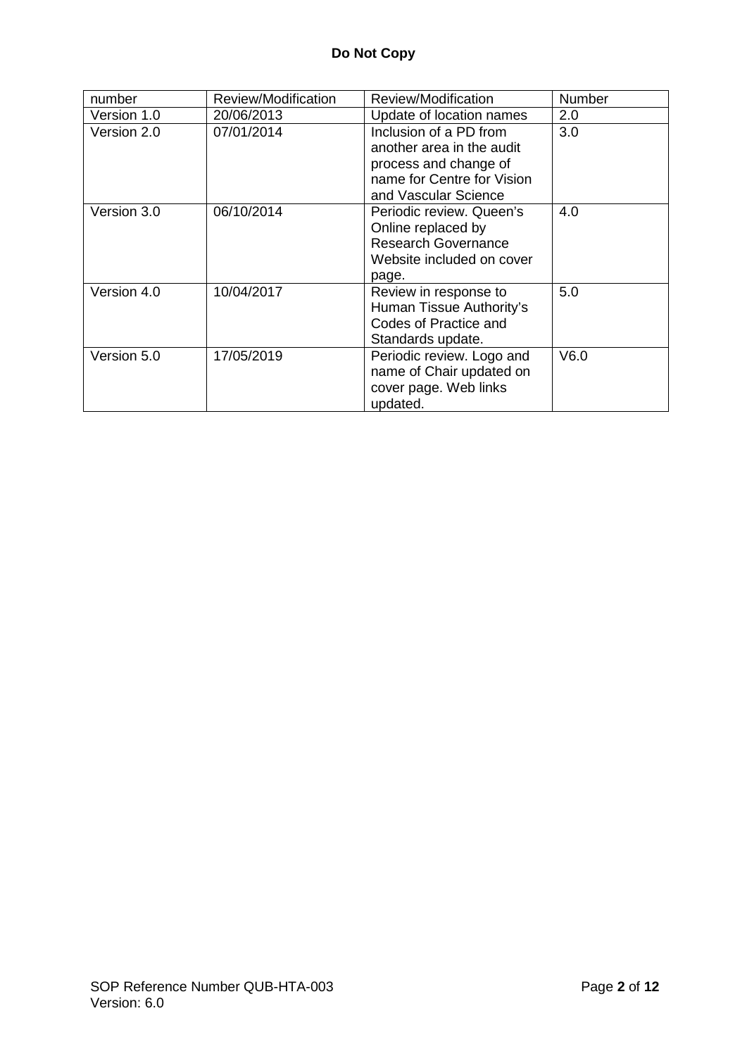**Do Not Copy**

| number | Review/Modification | Review/Modification | Number |
|---|---|---|---|
| Version 1.0 | 20/06/2013 | Update of location names | 2.0 |
| Version 2.0 | 07/01/2014 | Inclusion of a PD from another area in the audit process and change of name for Centre for Vision and Vascular Science | 3.0 |
| Version 3.0 | 06/10/2014 | Periodic review. Queen's Online replaced by Research Governance Website included on cover page. | 4.0 |
| Version 4.0 | 10/04/2017 | Review in response to Human Tissue Authority's Codes of Practice and Standards update. | 5.0 |
| Version 5.0 | 17/05/2019 | Periodic review. Logo and name of Chair updated on cover page. Web links updated. | V6.0 |

SOP Reference Number QUB-HTA-003
Version: 6.0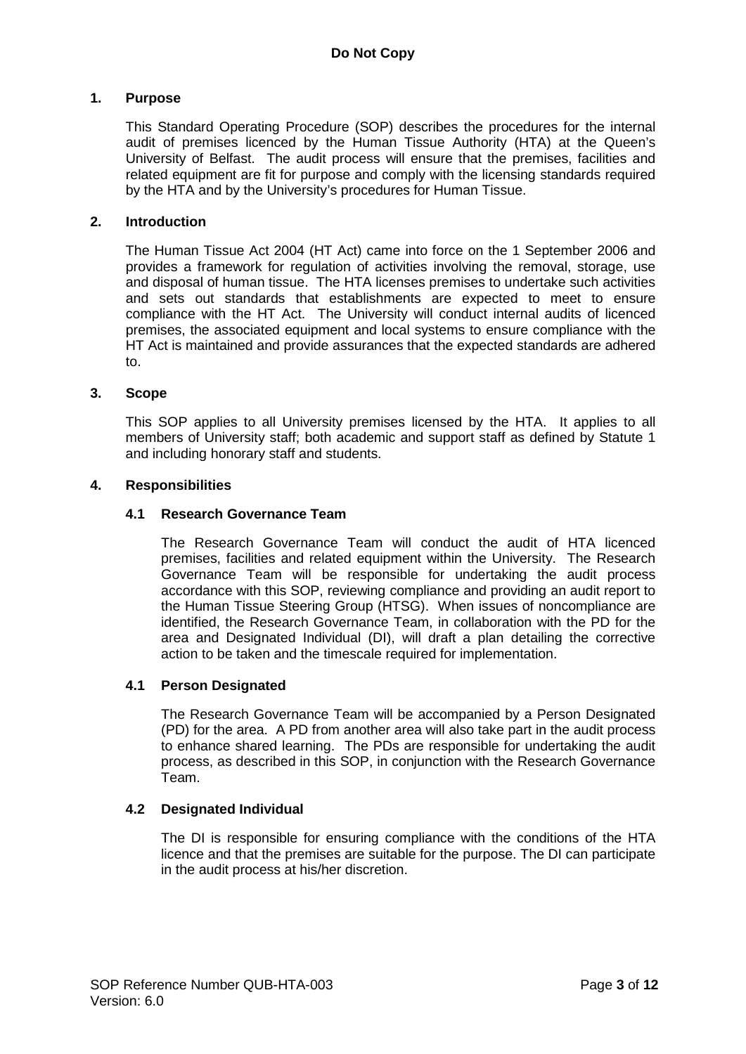**Do Not Copy**

## 1. Purpose

This Standard Operating Procedure (SOP) describes the procedures for the internal audit of premises licenced by the Human Tissue Authority (HTA) at the Queen's University of Belfast. The audit process will ensure that the premises, facilities and related equipment are fit for purpose and comply with the licensing standards required by the HTA and by the University's procedures for Human Tissue.

## 2. Introduction

The Human Tissue Act 2004 (HT Act) came into force on the 1 September 2006 and provides a framework for regulation of activities involving the removal, storage, use and disposal of human tissue. The HTA licenses premises to undertake such activities and sets out standards that establishments are expected to meet to ensure compliance with the HT Act. The University will conduct internal audits of licenced premises, the associated equipment and local systems to ensure compliance with the HT Act is maintained and provide assurances that the expected standards are adhered to.

## 3. Scope

This SOP applies to all University premises licensed by the HTA. It applies to all members of University staff; both academic and support staff as defined by Statute 1 and including honorary staff and students.

## 4. Responsibilities

### 4.1 Research Governance Team

The Research Governance Team will conduct the audit of HTA licenced premises, facilities and related equipment within the University. The Research Governance Team will be responsible for undertaking the audit process accordance with this SOP, reviewing compliance and providing an audit report to the Human Tissue Steering Group (HTSG). When issues of noncompliance are identified, the Research Governance Team, in collaboration with the PD for the area and Designated Individual (DI), will draft a plan detailing the corrective action to be taken and the timescale required for implementation.

### 4.1 Person Designated

The Research Governance Team will be accompanied by a Person Designated (PD) for the area. A PD from another area will also take part in the audit process to enhance shared learning. The PDs are responsible for undertaking the audit process, as described in this SOP, in conjunction with the Research Governance Team.

### 4.2 Designated Individual

The DI is responsible for ensuring compliance with the conditions of the HTA licence and that the premises are suitable for the purpose. The DI can participate in the audit process at his/her discretion.

SOP Reference Number QUB-HTA-003
Version: 6.0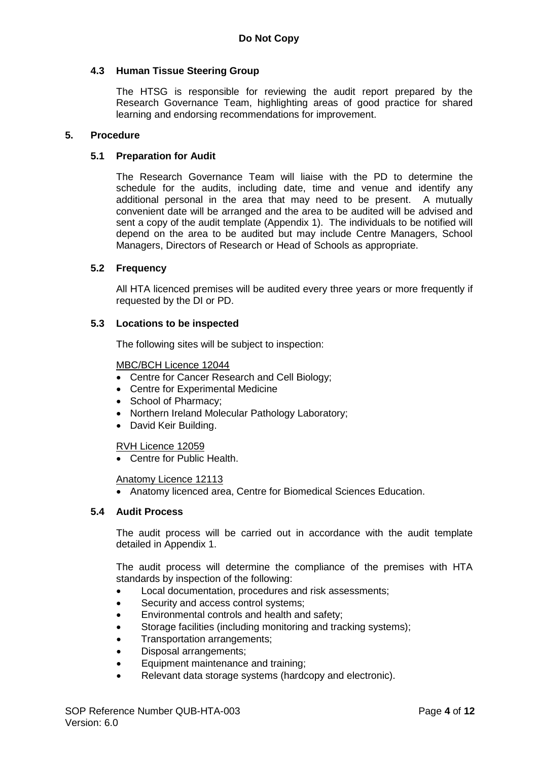**Do Not Copy**

### 4.3 Human Tissue Steering Group

The HTSG is responsible for reviewing the audit report prepared by the Research Governance Team, highlighting areas of good practice for shared learning and endorsing recommendations for improvement.

## 5. Procedure

### 5.1 Preparation for Audit

The Research Governance Team will liaise with the PD to determine the schedule for the audits, including date, time and venue and identify any additional personal in the area that may need to be present. A mutually convenient date will be arranged and the area to be audited will be advised and sent a copy of the audit template (Appendix 1). The individuals to be notified will depend on the area to be audited but may include Centre Managers, School Managers, Directors of Research or Head of Schools as appropriate.

### 5.2 Frequency

All HTA licenced premises will be audited every three years or more frequently if requested by the DI or PD.

### 5.3 Locations to be inspected

The following sites will be subject to inspection:

MBC/BCH Licence 12044

- Centre for Cancer Research and Cell Biology;
- Centre for Experimental Medicine
- School of Pharmacy;
- Northern Ireland Molecular Pathology Laboratory;
- David Keir Building.

RVH Licence 12059

- Centre for Public Health.

Anatomy Licence 12113

- Anatomy licenced area, Centre for Biomedical Sciences Education.

### 5.4 Audit Process

The audit process will be carried out in accordance with the audit template detailed in Appendix 1.

The audit process will determine the compliance of the premises with HTA standards by inspection of the following:

- Local documentation, procedures and risk assessments;
- Security and access control systems;
- Environmental controls and health and safety;
- Storage facilities (including monitoring and tracking systems);
- Transportation arrangements;
- Disposal arrangements;
- Equipment maintenance and training;
- Relevant data storage systems (hardcopy and electronic).

SOP Reference Number QUB-HTA-003
Version: 6.0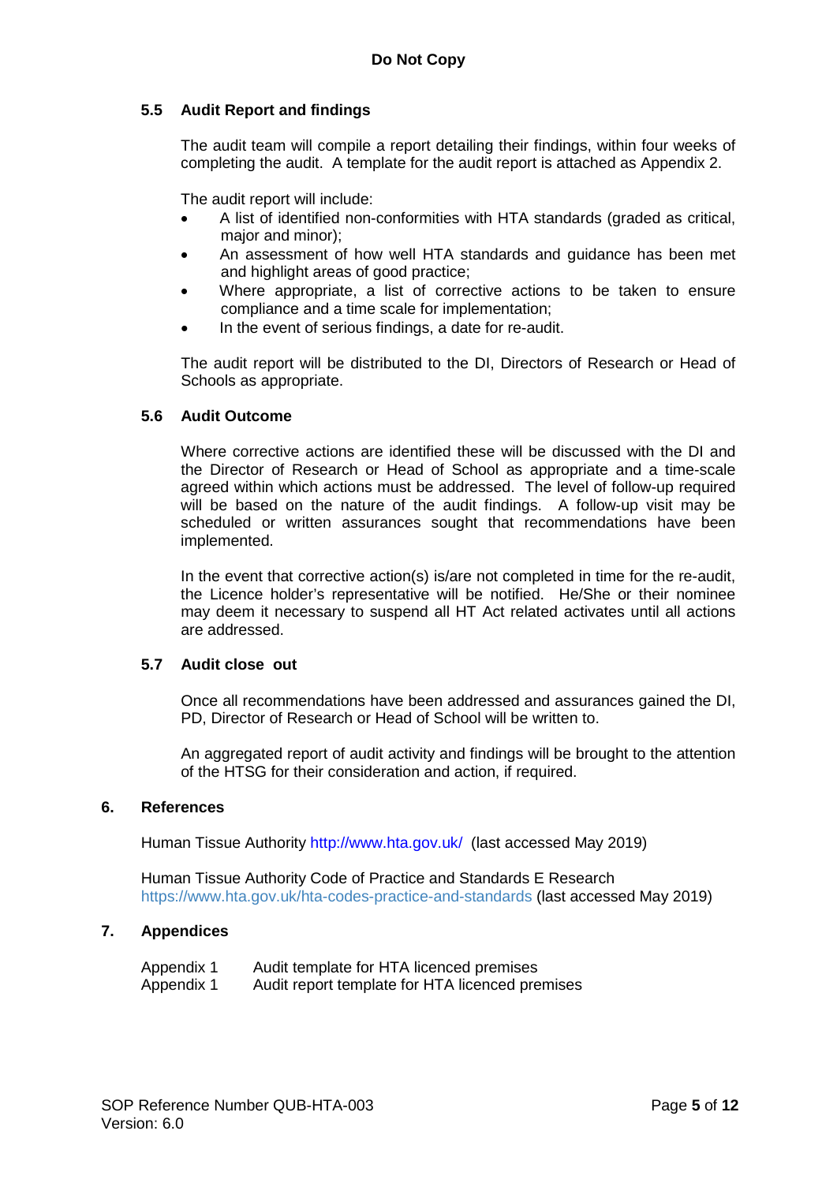### 5.5 Audit Report and findings

The audit team will compile a report detailing their findings, within four weeks of completing the audit. A template for the audit report is attached as Appendix 2.

The audit report will include:

- A list of identified non-conformities with HTA standards (graded as critical, major and minor);
- An assessment of how well HTA standards and guidance has been met and highlight areas of good practice;
- Where appropriate, a list of corrective actions to be taken to ensure compliance and a time scale for implementation;
- In the event of serious findings, a date for re-audit.

The audit report will be distributed to the DI, Directors of Research or Head of Schools as appropriate.

### 5.6 Audit Outcome

Where corrective actions are identified these will be discussed with the DI and the Director of Research or Head of School as appropriate and a time-scale agreed within which actions must be addressed. The level of follow-up required will be based on the nature of the audit findings. A follow-up visit may be scheduled or written assurances sought that recommendations have been implemented.

In the event that corrective action(s) is/are not completed in time for the re-audit, the Licence holder's representative will be notified. He/She or their nominee may deem it necessary to suspend all HT Act related activates until all actions are addressed.

### 5.7 Audit close out

Once all recommendations have been addressed and assurances gained the DI, PD, Director of Research or Head of School will be written to.

An aggregated report of audit activity and findings will be brought to the attention of the HTSG for their consideration and action, if required.

## 6. References

Human Tissue Authority http://www.hta.gov.uk/ (last accessed May 2019)

Human Tissue Authority Code of Practice and Standards E Research https://www.hta.gov.uk/hta-codes-practice-and-standards (last accessed May 2019)

## 7. Appendices

| | |
|---|---|
| Appendix 1 | Audit template for HTA licenced premises |
| Appendix 1 | Audit report template for HTA licenced premises |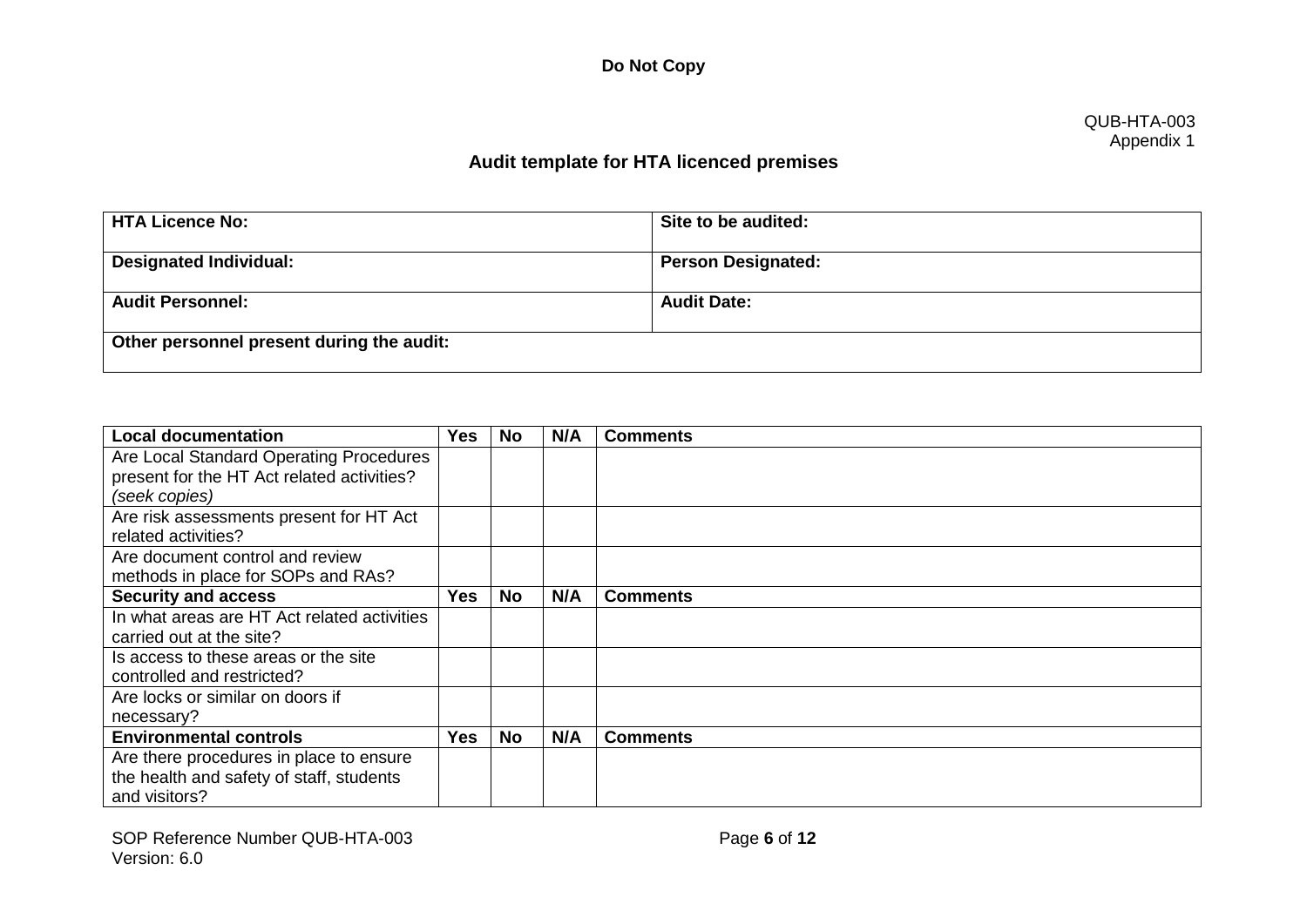**Do Not Copy**

QUB-HTA-003
Appendix 1

## Audit template for HTA licenced premises

| | |
|---|---|
| **HTA Licence No:** | **Site to be audited:** |
| **Designated Individual:** | **Person Designated:** |
| **Audit Personnel:** | **Audit Date:** |
| **Other personnel present during the audit:** | |

| **Local documentation** | **Yes** | **No** | **N/A** | **Comments** |
|---|---|---|---|---|
| Are Local Standard Operating Procedures present for the HT Act related activities? *(seek copies)* | | | | |
| Are risk assessments present for HT Act related activities? | | | | |
| Are document control and review methods in place for SOPs and RAs? | | | | |
| **Security and access** | **Yes** | **No** | **N/A** | **Comments** |
| In what areas are HT Act related activities carried out at the site? | | | | |
| Is access to these areas or the site controlled and restricted? | | | | |
| Are locks or similar on doors if necessary? | | | | |
| **Environmental controls** | **Yes** | **No** | **N/A** | **Comments** |
| Are there procedures in place to ensure the health and safety of staff, students and visitors? | | | | |

SOP Reference Number QUB-HTA-003
Version: 6.0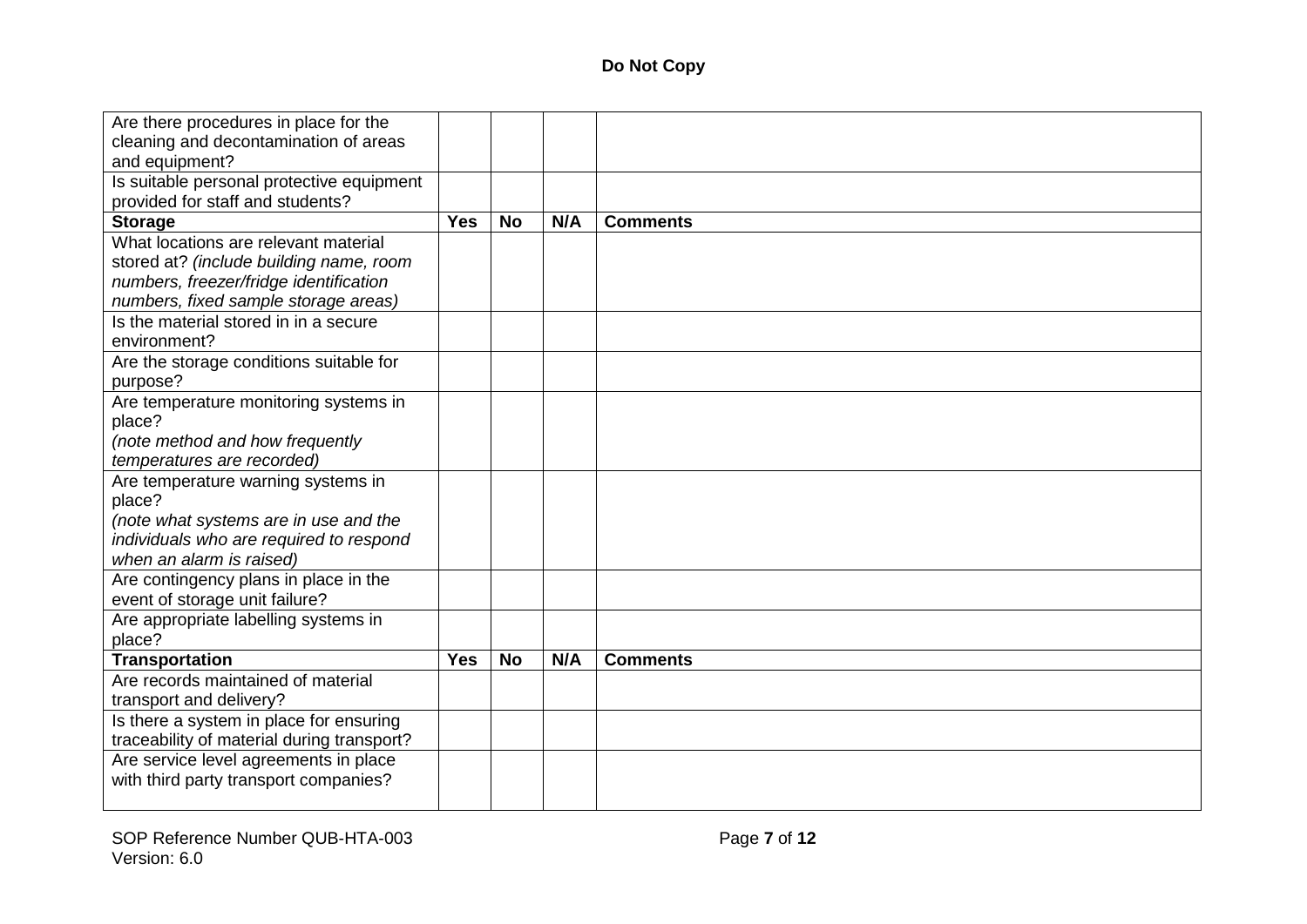**Do Not Copy**

| | | | | |
|---|---|---|---|---|
| Are there procedures in place for the cleaning and decontamination of areas and equipment? | | | | |
| Is suitable personal protective equipment provided for staff and students? | | | | |
| **Storage** | **Yes** | **No** | **N/A** | **Comments** |
| What locations are relevant material stored at? *(include building name, room numbers, freezer/fridge identification numbers, fixed sample storage areas)* | | | | |
| Is the material stored in in a secure environment? | | | | |
| Are the storage conditions suitable for purpose? | | | | |
| Are temperature monitoring systems in place? *(note method and how frequently temperatures are recorded)* | | | | |
| Are temperature warning systems in place? *(note what systems are in use and the individuals who are required to respond when an alarm is raised)* | | | | |
| Are contingency plans in place in the event of storage unit failure? | | | | |
| Are appropriate labelling systems in place? | | | | |
| **Transportation** | **Yes** | **No** | **N/A** | **Comments** |
| Are records maintained of material transport and delivery? | | | | |
| Is there a system in place for ensuring traceability of material during transport? | | | | |
| Are service level agreements in place with third party transport companies? | | | | |

SOP Reference Number QUB-HTA-003
Version: 6.0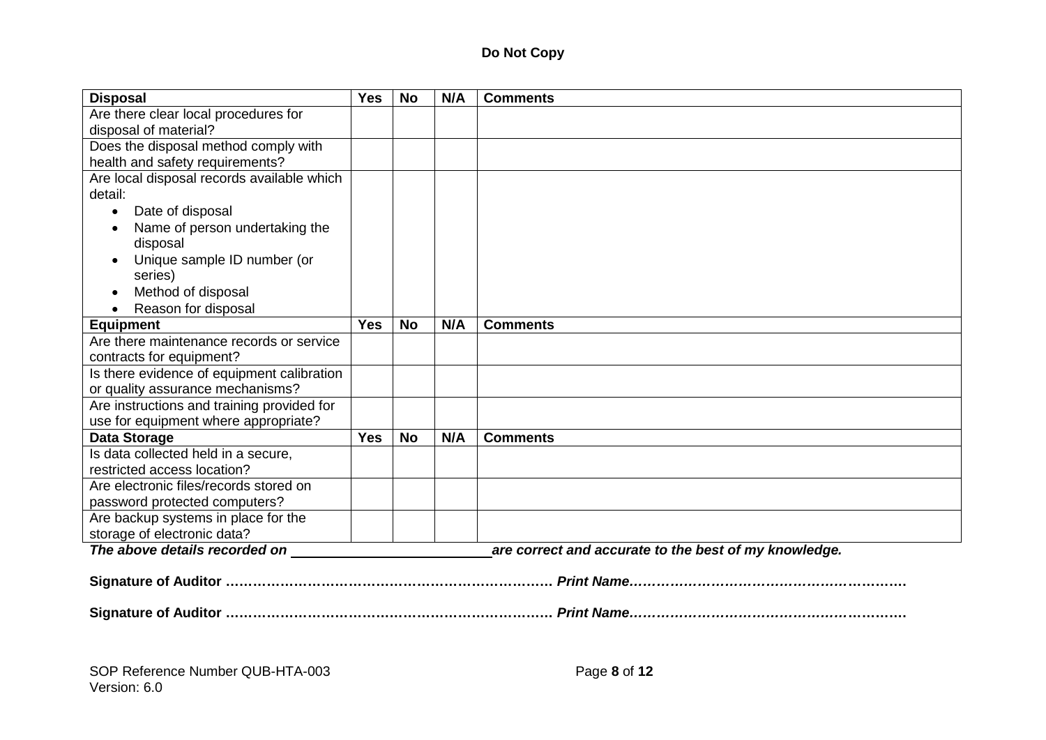**Do Not Copy**

| **Disposal** | **Yes** | **No** | **N/A** | **Comments** |
|---|---|---|---|---|
| Are there clear local procedures for disposal of material? | | | | |
| Does the disposal method comply with health and safety requirements? | | | | |
| Are local disposal records available which detail:<br>• Date of disposal<br>• Name of person undertaking the disposal<br>• Unique sample ID number (or series)<br>• Method of disposal<br>• Reason for disposal | | | | |
| **Equipment** | **Yes** | **No** | **N/A** | **Comments** |
| Are there maintenance records or service contracts for equipment? | | | | |
| Is there evidence of equipment calibration or quality assurance mechanisms? | | | | |
| Are instructions and training provided for use for equipment where appropriate? | | | | |
| **Data Storage** | **Yes** | **No** | **N/A** | **Comments** |
| Is data collected held in a secure, restricted access location? | | | | |
| Are electronic files/records stored on password protected computers? | | | | |
| Are backup systems in place for the storage of electronic data? | | | | |

***The above details recorded on ___________________________ are correct and accurate to the best of my knowledge.***

**Signature of Auditor ……………………………………………………………… *Print Name……………………………………………………***

**Signature of Auditor ……………………………………………………………… *Print Name……………………………………………………***

SOP Reference Number QUB-HTA-003
Version: 6.0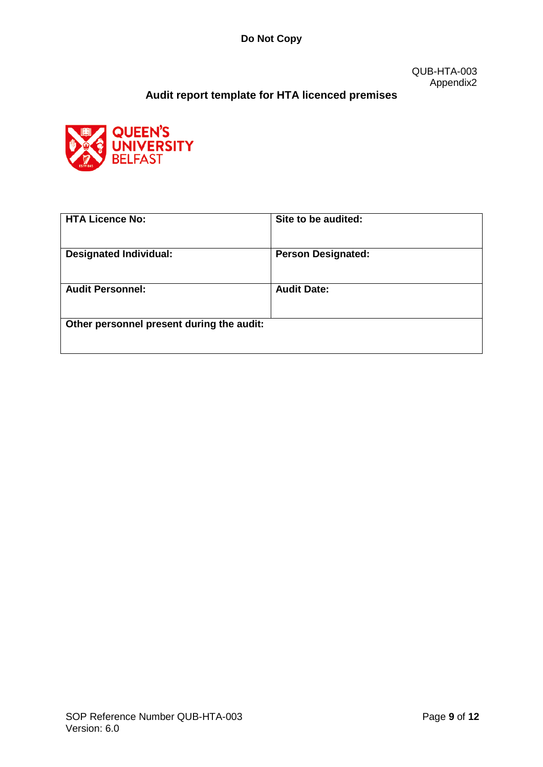**Do Not Copy**

QUB-HTA-003
Appendix2

## Audit report template for HTA licenced premises

| | |
|---|---|
| **HTA Licence No:** | **Site to be audited:** |
| **Designated Individual:** | **Person Designated:** |
| **Audit Personnel:** | **Audit Date:** |
| **Other personnel present during the audit:** | |

SOP Reference Number QUB-HTA-003
Version: 6.0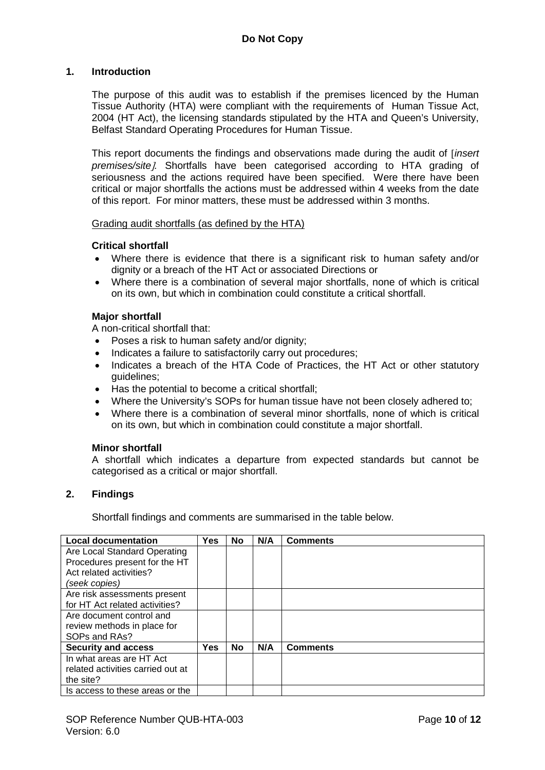**Do Not Copy**

## 1. Introduction

The purpose of this audit was to establish if the premises licenced by the Human Tissue Authority (HTA) were compliant with the requirements of Human Tissue Act, 2004 (HT Act), the licensing standards stipulated by the HTA and Queen's University, Belfast Standard Operating Procedures for Human Tissue.

This report documents the findings and observations made during the audit of [*insert premises/site*]. Shortfalls have been categorised according to HTA grading of seriousness and the actions required have been specified. Were there have been critical or major shortfalls the actions must be addressed within 4 weeks from the date of this report. For minor matters, these must be addressed within 3 months.

Grading audit shortfalls (as defined by the HTA)

**Critical shortfall**

- Where there is evidence that there is a significant risk to human safety and/or dignity or a breach of the HT Act or associated Directions or
- Where there is a combination of several major shortfalls, none of which is critical on its own, but which in combination could constitute a critical shortfall.

**Major shortfall**

A non-critical shortfall that:

- Poses a risk to human safety and/or dignity;
- Indicates a failure to satisfactorily carry out procedures;
- Indicates a breach of the HTA Code of Practices, the HT Act or other statutory guidelines;
- Has the potential to become a critical shortfall;
- Where the University's SOPs for human tissue have not been closely adhered to;
- Where there is a combination of several minor shortfalls, none of which is critical on its own, but which in combination could constitute a major shortfall.

**Minor shortfall**

A shortfall which indicates a departure from expected standards but cannot be categorised as a critical or major shortfall.

## 2. Findings

Shortfall findings and comments are summarised in the table below.

| Local documentation | Yes | No | N/A | Comments |
|---|---|---|---|---|
| Are Local Standard Operating Procedures present for the HT Act related activities? *(seek copies)* | | | | |
| Are risk assessments present for HT Act related activities? | | | | |
| Are document control and review methods in place for SOPs and RAs? | | | | |
| **Security and access** | **Yes** | **No** | **N/A** | **Comments** |
| In what areas are HT Act related activities carried out at the site? | | | | |
| Is access to these areas or the | | | | |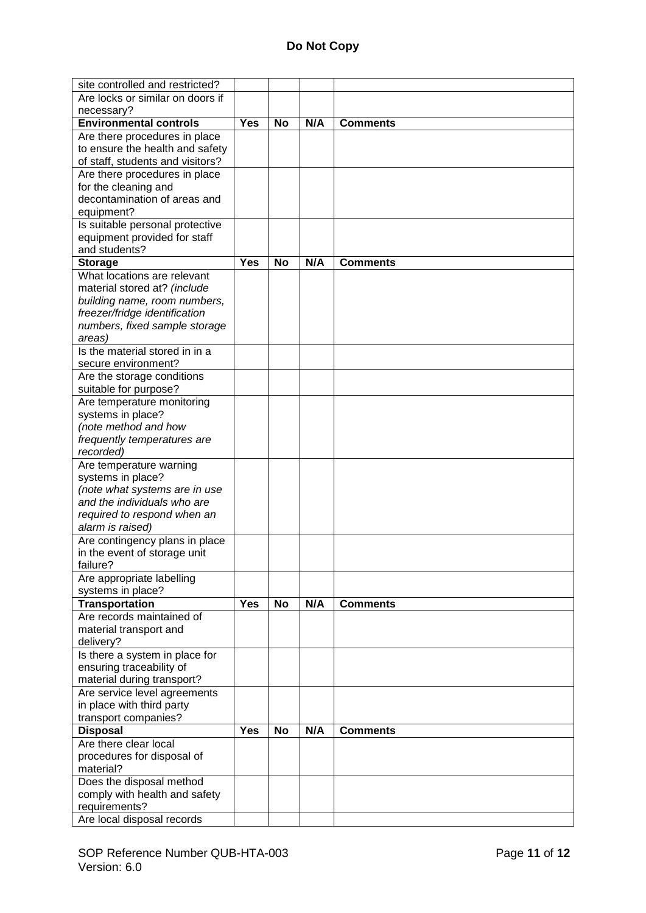**Do Not Copy**

| | | | | |
|---|---|---|---|---|
| site controlled and restricted? | | | | |
| Are locks or similar on doors if necessary? | | | | |
| **Environmental controls** | **Yes** | **No** | **N/A** | **Comments** |
| Are there procedures in place to ensure the health and safety of staff, students and visitors? | | | | |
| Are there procedures in place for the cleaning and decontamination of areas and equipment? | | | | |
| Is suitable personal protective equipment provided for staff and students? | | | | |
| **Storage** | **Yes** | **No** | **N/A** | **Comments** |
| What locations are relevant material stored at? *(include building name, room numbers, freezer/fridge identification numbers, fixed sample storage areas)* | | | | |
| Is the material stored in in a secure environment? | | | | |
| Are the storage conditions suitable for purpose? | | | | |
| Are temperature monitoring systems in place? *(note method and how frequently temperatures are recorded)* | | | | |
| Are temperature warning systems in place? *(note what systems are in use and the individuals who are required to respond when an alarm is raised)* | | | | |
| Are contingency plans in place in the event of storage unit failure? | | | | |
| Are appropriate labelling systems in place? | | | | |
| **Transportation** | **Yes** | **No** | **N/A** | **Comments** |
| Are records maintained of material transport and delivery? | | | | |
| Is there a system in place for ensuring traceability of material during transport? | | | | |
| Are service level agreements in place with third party transport companies? | | | | |
| **Disposal** | **Yes** | **No** | **N/A** | **Comments** |
| Are there clear local procedures for disposal of material? | | | | |
| Does the disposal method comply with health and safety requirements? | | | | |
| Are local disposal records | | | | |

SOP Reference Number QUB-HTA-003
Version: 6.0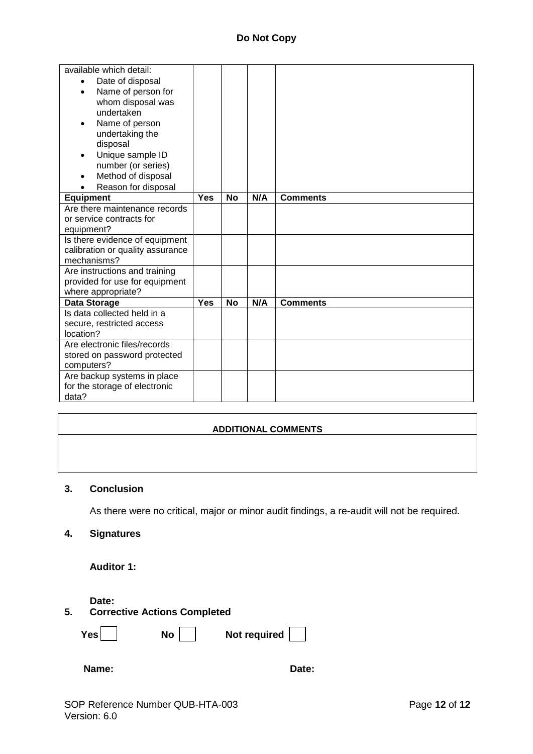**Do Not Copy**

| | | | | |
|---|---|---|---|---|
| available which detail:<br>• Date of disposal<br>• Name of person for whom disposal was undertaken<br>• Name of person undertaking the disposal<br>• Unique sample ID number (or series)<br>• Method of disposal<br>• Reason for disposal | | | | |
| **Equipment** | **Yes** | **No** | **N/A** | **Comments** |
| Are there maintenance records or service contracts for equipment? | | | | |
| Is there evidence of equipment calibration or quality assurance mechanisms? | | | | |
| Are instructions and training provided for use for equipment where appropriate? | | | | |
| **Data Storage** | **Yes** | **No** | **N/A** | **Comments** |
| Is data collected held in a secure, restricted access location? | | | | |
| Are electronic files/records stored on password protected computers? | | | | |
| Are backup systems in place for the storage of electronic data? | | | | |

| **ADDITIONAL COMMENTS** |
|---|
| |

## 3. Conclusion

As there were no critical, major or minor audit findings, a re-audit will not be required.

## 4. Signatures

**Auditor 1:**

**Date:**

## 5. Corrective Actions Completed

**Yes** ☐ **No** ☐ **Not required** ☐

**Name:** **Date:**

SOP Reference Number QUB-HTA-003
Version: 6.0